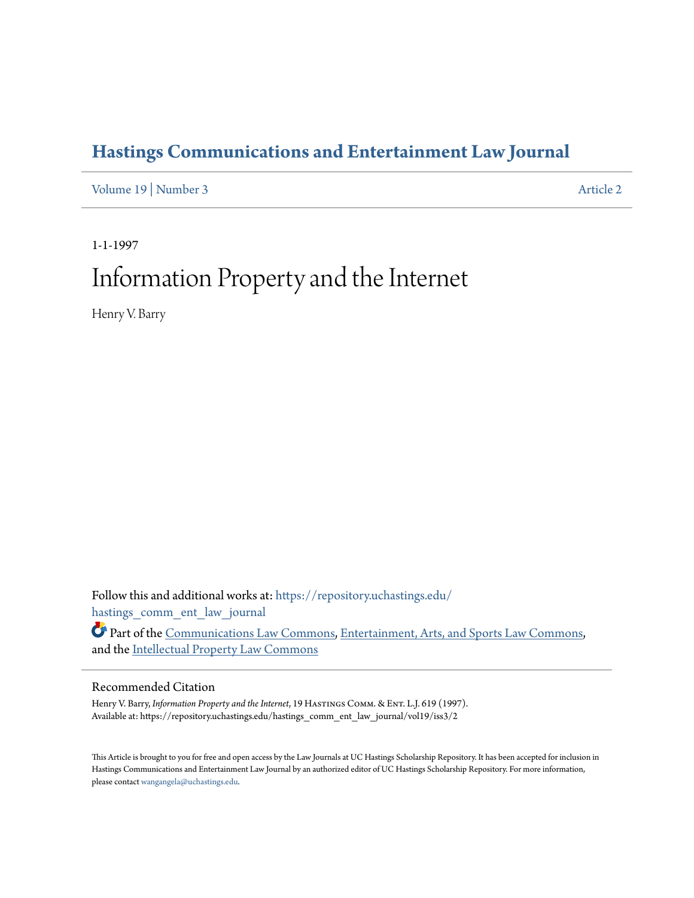# Hastings Communications and Entertainment Law Journal

Volume 19 | Number 3 Article 2

1-1-1997

# Information Property and the Internet

Henry V. Barry

Follow this and additional works at: https://repository.uchastings.edu/hastings_comm_ent_law_journal

Part of the Communications Law Commons, Entertainment, Arts, and Sports Law Commons, and the Intellectual Property Law Commons

## Recommended Citation

Henry V. Barry, *Information Property and the Internet*, 19 Hastings Comm. & Ent. L.J. 619 (1997).
Available at: https://repository.uchastings.edu/hastings_comm_ent_law_journal/vol19/iss3/2

This Article is brought to you for free and open access by the Law Journals at UC Hastings Scholarship Repository. It has been accepted for inclusion in Hastings Communications and Entertainment Law Journal by an authorized editor of UC Hastings Scholarship Repository. For more information, please contact wangangela@uchastings.edu.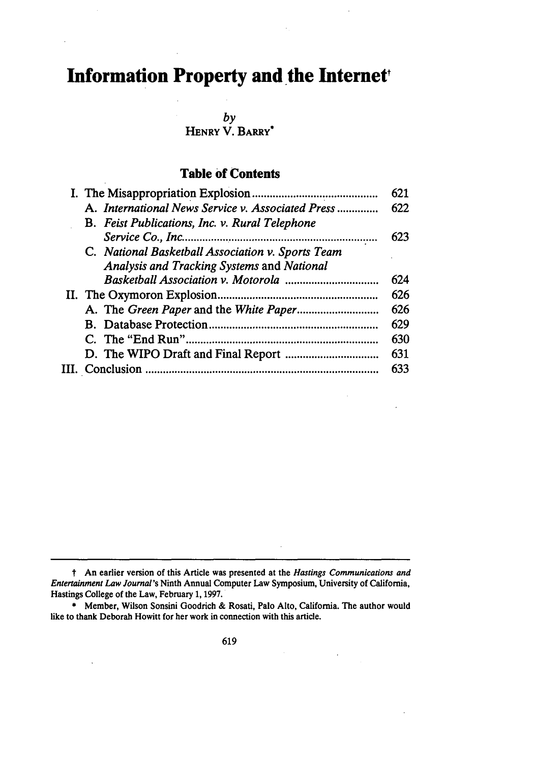# Information Property and the Internet[†]

by
HENRY V. BARRY[*]

## Table of Contents

| | |
|---|---|
| I. The Misappropriation Explosion | 621 |
| A. *International News Service v. Associated Press* | 622 |
| B. *Feist Publications, Inc. v. Rural Telephone Service Co., Inc.* | 623 |
| C. *National Basketball Association v. Sports Team Analysis and Tracking Systems* and *National Basketball Association v. Motorola* | 624 |
| II. The Oxymoron Explosion | 626 |
| A. The *Green Paper* and the *White Paper* | 626 |
| B. Database Protection | 629 |
| C. The "End Run" | 630 |
| D. The WIPO Draft and Final Report | 631 |
| III. Conclusion | 633 |

---

† An earlier version of this Article was presented at the *Hastings Communications and Entertainment Law Journal*'s Ninth Annual Computer Law Symposium, University of California, Hastings College of the Law, February 1, 1997.

\* Member, Wilson Sonsini Goodrich & Rosati, Palo Alto, California. The author would like to thank Deborah Howitt for her work in connection with this article.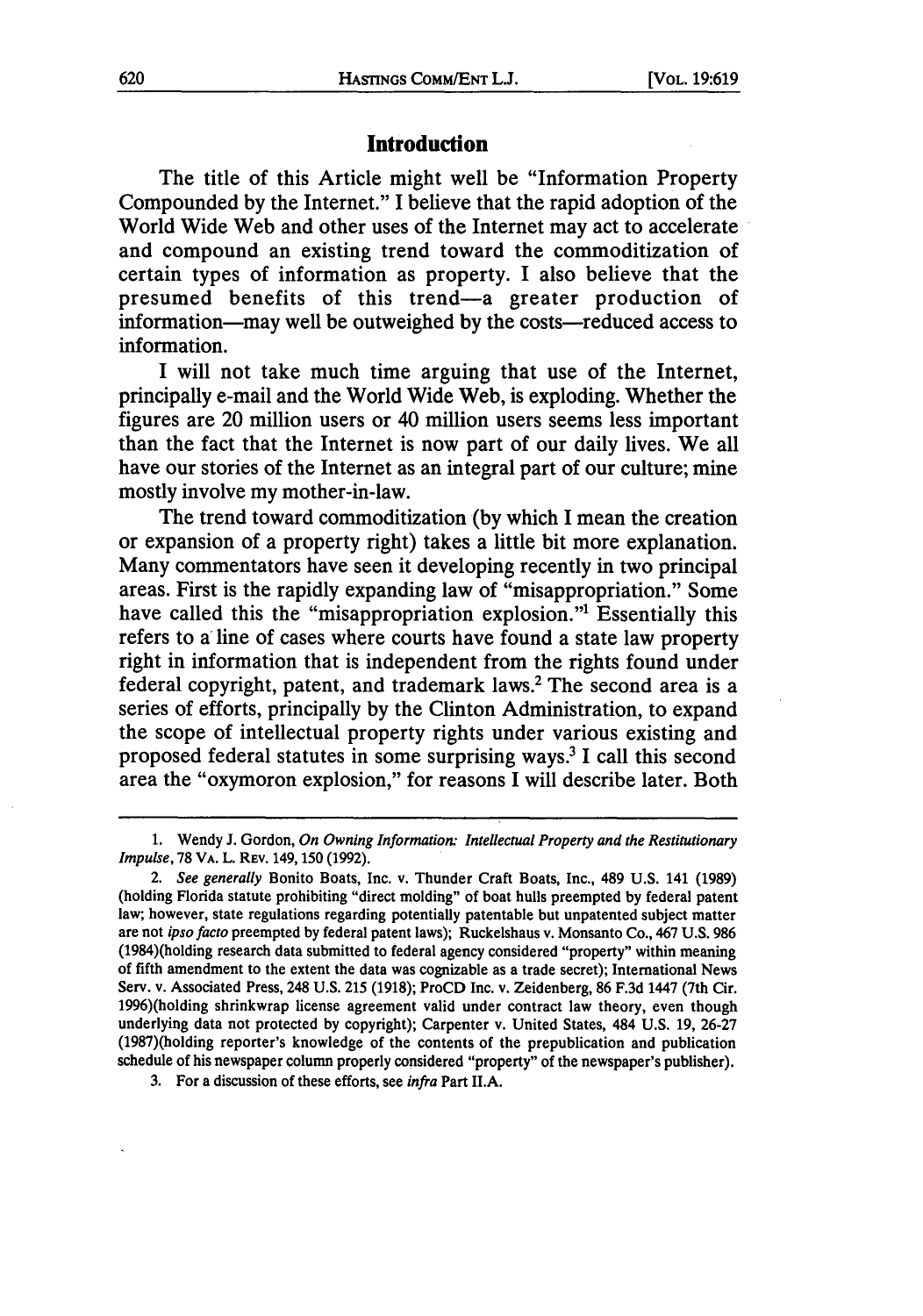## Introduction

The title of this Article might well be "Information Property Compounded by the Internet." I believe that the rapid adoption of the World Wide Web and other uses of the Internet may act to accelerate and compound an existing trend toward the commoditization of certain types of information as property. I also believe that the presumed benefits of this trend—a greater production of information—may well be outweighed by the costs—reduced access to information.

I will not take much time arguing that use of the Internet, principally e-mail and the World Wide Web, is exploding. Whether the figures are 20 million users or 40 million users seems less important than the fact that the Internet is now part of our daily lives. We all have our stories of the Internet as an integral part of our culture; mine mostly involve my mother-in-law.

The trend toward commoditization (by which I mean the creation or expansion of a property right) takes a little bit more explanation. Many commentators have seen it developing recently in two principal areas. First is the rapidly expanding law of "misappropriation." Some have called this the "misappropriation explosion."[1] Essentially this refers to a line of cases where courts have found a state law property right in information that is independent from the rights found under federal copyright, patent, and trademark laws.[2] The second area is a series of efforts, principally by the Clinton Administration, to expand the scope of intellectual property rights under various existing and proposed federal statutes in some surprising ways.[3] I call this second area the "oxymoron explosion," for reasons I will describe later. Both

---

1. Wendy J. Gordon, *On Owning Information: Intellectual Property and the Restitutionary Impulse*, 78 VA. L. REV. 149, 150 (1992).

2. *See generally* Bonito Boats, Inc. v. Thunder Craft Boats, Inc., 489 U.S. 141 (1989) (holding Florida statute prohibiting "direct molding" of boat hulls preempted by federal patent law; however, state regulations regarding potentially patentable but unpatented subject matter are not *ipso facto* preempted by federal patent laws); Ruckelshaus v. Monsanto Co., 467 U.S. 986 (1984)(holding research data submitted to federal agency considered "property" within meaning of fifth amendment to the extent the data was cognizable as a trade secret); International News Serv. v. Associated Press, 248 U.S. 215 (1918); ProCD Inc. v. Zeidenberg, 86 F.3d 1447 (7th Cir. 1996)(holding shrinkwrap license agreement valid under contract law theory, even though underlying data not protected by copyright); Carpenter v. United States, 484 U.S. 19, 26-27 (1987)(holding reporter's knowledge of the contents of the prepublication and publication schedule of his newspaper column properly considered "property" of the newspaper's publisher).

3. For a discussion of these efforts, see *infra* Part II.A.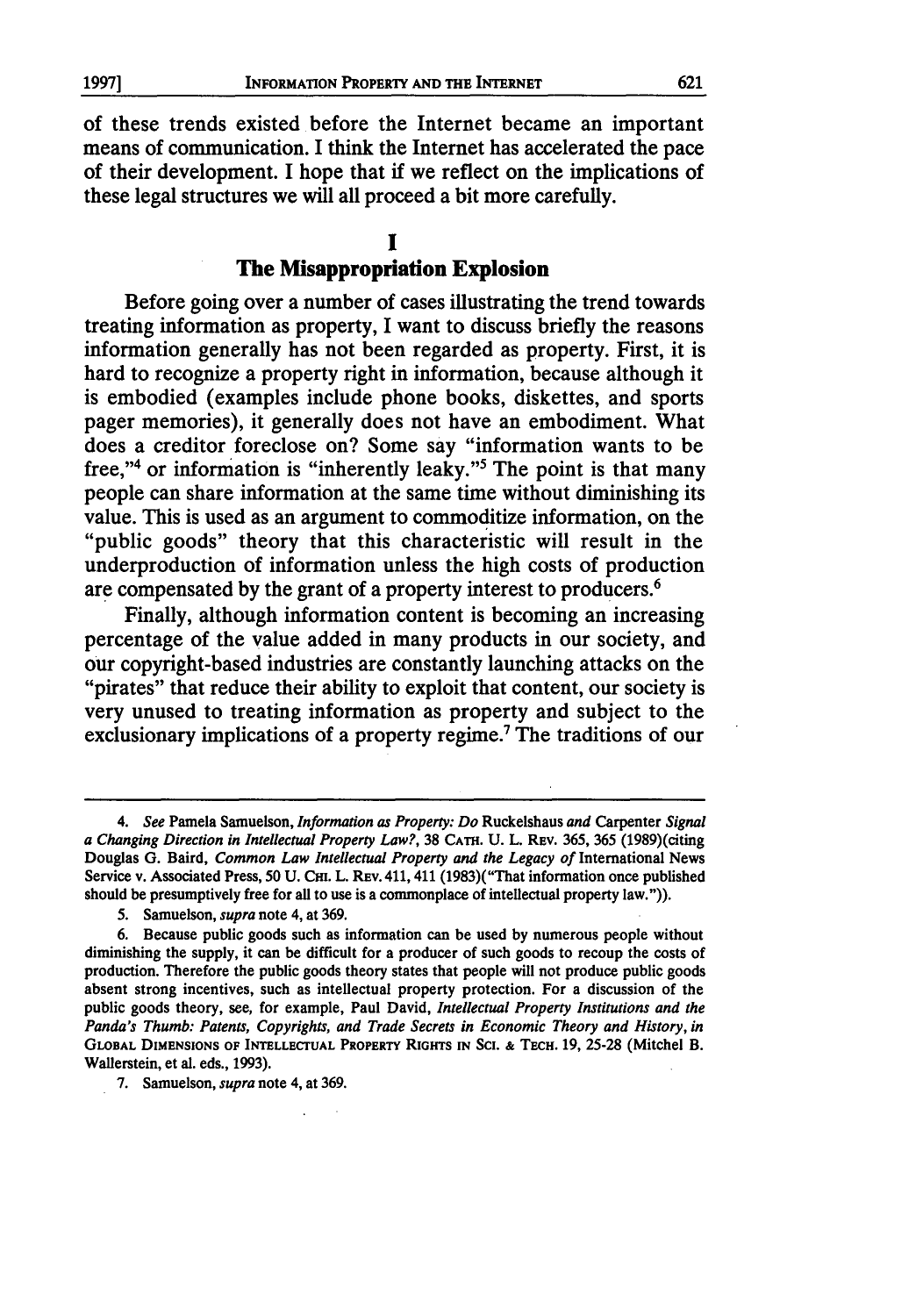of these trends existed before the Internet became an important means of communication. I think the Internet has accelerated the pace of their development. I hope that if we reflect on the implications of these legal structures we will all proceed a bit more carefully.

## I
## The Misappropriation Explosion

Before going over a number of cases illustrating the trend towards treating information as property, I want to discuss briefly the reasons information generally has not been regarded as property. First, it is hard to recognize a property right in information, because although it is embodied (examples include phone books, diskettes, and sports pager memories), it generally does not have an embodiment. What does a creditor foreclose on? Some say "information wants to be free,"[4] or information is "inherently leaky."[5] The point is that many people can share information at the same time without diminishing its value. This is used as an argument to commoditize information, on the "public goods" theory that this characteristic will result in the underproduction of information unless the high costs of production are compensated by the grant of a property interest to producers.[6]

Finally, although information content is becoming an increasing percentage of the value added in many products in our society, and our copyright-based industries are constantly launching attacks on the "pirates" that reduce their ability to exploit that content, our society is very unused to treating information as property and subject to the exclusionary implications of a property regime.[7] The traditions of our

---

4. *See* Pamela Samuelson, *Information as Property: Do* Ruckelshaus *and* Carpenter *Signal a Changing Direction in Intellectual Property Law?*, 38 CATH. U. L. REV. 365, 365 (1989)(citing Douglas G. Baird, *Common Law Intellectual Property and the Legacy of* International News Service v. Associated Press, 50 U. CHI. L. REV. 411, 411 (1983)("That information once published should be presumptively free for all to use is a commonplace of intellectual property law.")).

5. Samuelson, *supra* note 4, at 369.

6. Because public goods such as information can be used by numerous people without diminishing the supply, it can be difficult for a producer of such goods to recoup the costs of production. Therefore the public goods theory states that people will not produce public goods absent strong incentives, such as intellectual property protection. For a discussion of the public goods theory, see, for example, Paul David, *Intellectual Property Institutions and the Panda's Thumb: Patents, Copyrights, and Trade Secrets in Economic Theory and History*, *in* GLOBAL DIMENSIONS OF INTELLECTUAL PROPERTY RIGHTS IN SCI. & TECH. 19, 25-28 (Mitchel B. Wallerstein, et al. eds., 1993).

7. Samuelson, *supra* note 4, at 369.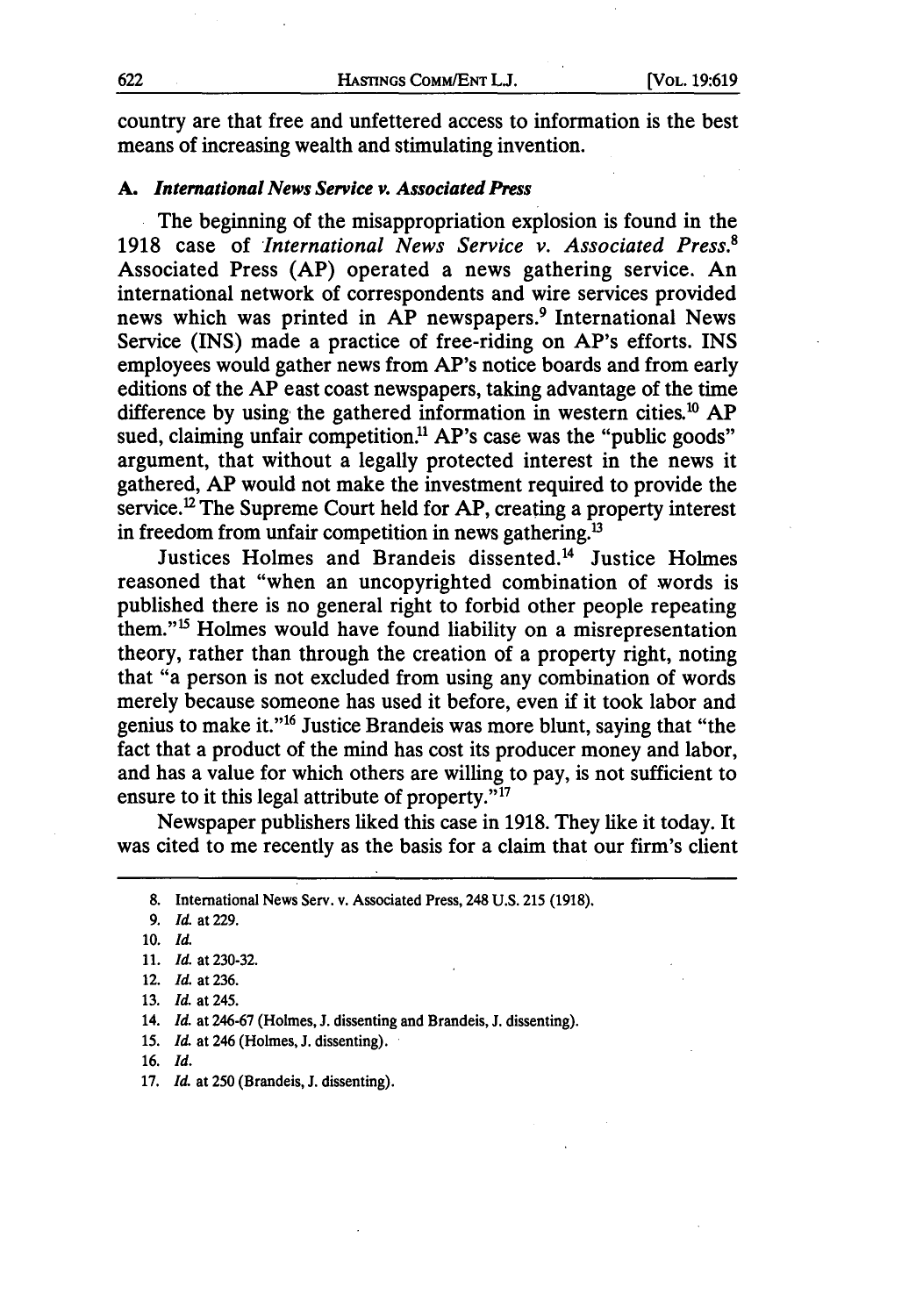country are that free and unfettered access to information is the best means of increasing wealth and stimulating invention.

### A. *International News Service v. Associated Press*

The beginning of the misappropriation explosion is found in the 1918 case of *International News Service v. Associated Press.*[8] Associated Press (AP) operated a news gathering service. An international network of correspondents and wire services provided news which was printed in AP newspapers.[9] International News Service (INS) made a practice of free-riding on AP's efforts. INS employees would gather news from AP's notice boards and from early editions of the AP east coast newspapers, taking advantage of the time difference by using the gathered information in western cities.[10] AP sued, claiming unfair competition.[11] AP's case was the "public goods" argument, that without a legally protected interest in the news it gathered, AP would not make the investment required to provide the service.[12] The Supreme Court held for AP, creating a property interest in freedom from unfair competition in news gathering.[13]

Justices Holmes and Brandeis dissented.[14] Justice Holmes reasoned that "when an uncopyrighted combination of words is published there is no general right to forbid other people repeating them."[15] Holmes would have found liability on a misrepresentation theory, rather than through the creation of a property right, noting that "a person is not excluded from using any combination of words merely because someone has used it before, even if it took labor and genius to make it."[16] Justice Brandeis was more blunt, saying that "the fact that a product of the mind has cost its producer money and labor, and has a value for which others are willing to pay, is not sufficient to ensure to it this legal attribute of property."[17]

Newspaper publishers liked this case in 1918. They like it today. It was cited to me recently as the basis for a claim that our firm's client

---

8. International News Serv. v. Associated Press, 248 U.S. 215 (1918).

9. *Id.* at 229.

10. *Id.*

11. *Id.* at 230-32.

12. *Id.* at 236.

13. *Id.* at 245.

14. *Id.* at 246-67 (Holmes, J. dissenting and Brandeis, J. dissenting).

15. *Id.* at 246 (Holmes, J. dissenting).

16. *Id.*

17. *Id.* at 250 (Brandeis, J. dissenting).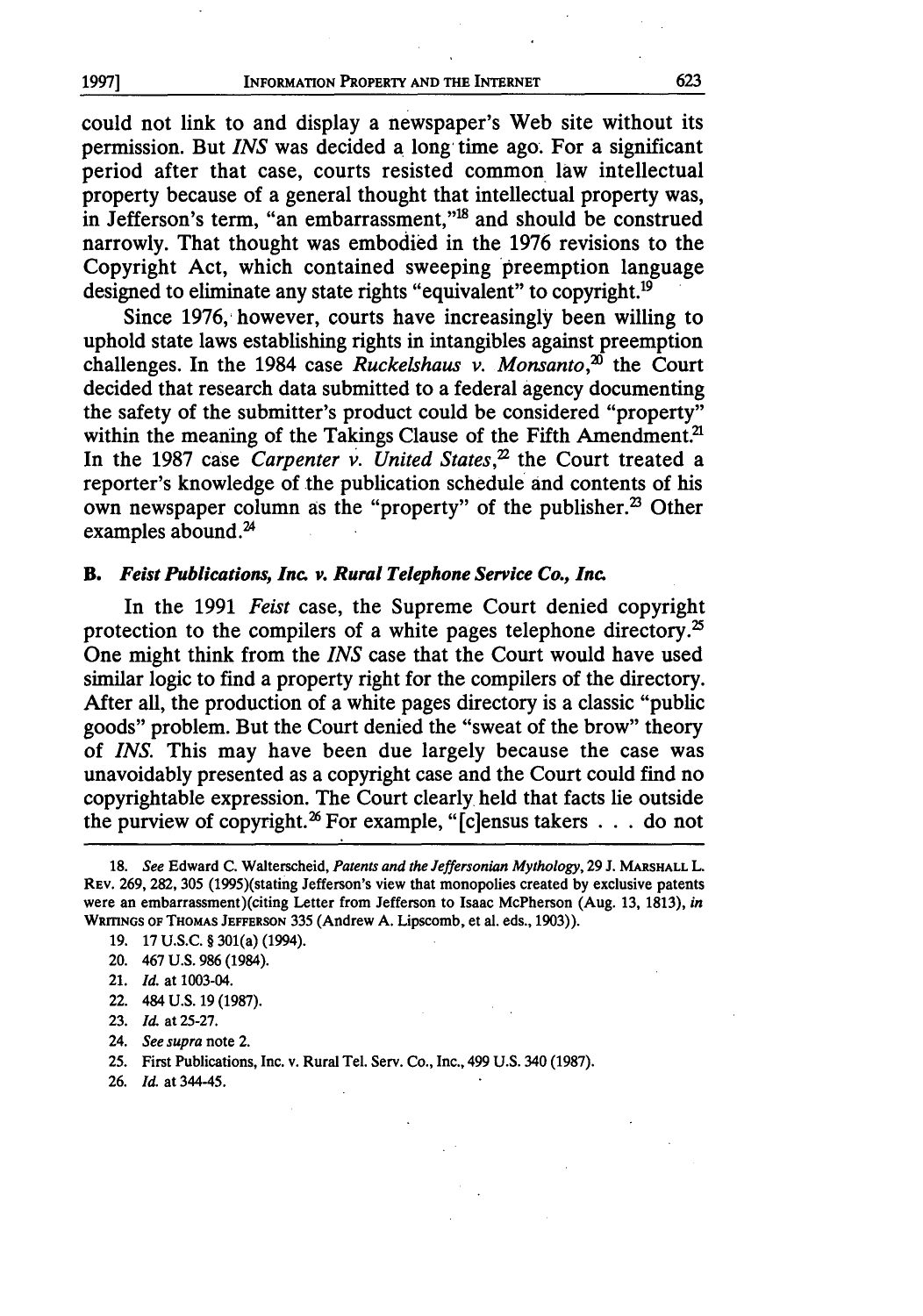could not link to and display a newspaper's Web site without its permission. But *INS* was decided a long time ago. For a significant period after that case, courts resisted common law intellectual property because of a general thought that intellectual property was, in Jefferson's term, "an embarrassment,"[18] and should be construed narrowly. That thought was embodied in the 1976 revisions to the Copyright Act, which contained sweeping preemption language designed to eliminate any state rights "equivalent" to copyright.[19]

Since 1976, however, courts have increasingly been willing to uphold state laws establishing rights in intangibles against preemption challenges. In the 1984 case *Ruckelshaus v. Monsanto*,[20] the Court decided that research data submitted to a federal agency documenting the safety of the submitter's product could be considered "property" within the meaning of the Takings Clause of the Fifth Amendment.[21] In the 1987 case *Carpenter v. United States*,[22] the Court treated a reporter's knowledge of the publication schedule and contents of his own newspaper column as the "property" of the publisher.[23] Other examples abound.[24]

### B. *Feist Publications, Inc. v. Rural Telephone Service Co., Inc.*

In the 1991 *Feist* case, the Supreme Court denied copyright protection to the compilers of a white pages telephone directory.[25] One might think from the *INS* case that the Court would have used similar logic to find a property right for the compilers of the directory. After all, the production of a white pages directory is a classic "public goods" problem. But the Court denied the "sweat of the brow" theory of *INS*. This may have been due largely because the case was unavoidably presented as a copyright case and the Court could find no copyrightable expression. The Court clearly held that facts lie outside the purview of copyright.[26] For example, "[c]ensus takers . . . do not

---

18. *See* Edward C. Walterscheid, *Patents and the Jeffersonian Mythology*, 29 J. MARSHALL L. REV. 269, 282, 305 (1995)(stating Jefferson's view that monopolies created by exclusive patents were an embarrassment)(citing Letter from Jefferson to Isaac McPherson (Aug. 13, 1813), *in* WRITINGS OF THOMAS JEFFERSON 335 (Andrew A. Lipscomb, et al. eds., 1903)).

19. 17 U.S.C. § 301(a) (1994).

20. 467 U.S. 986 (1984).

21. *Id.* at 1003-04.

22. 484 U.S. 19 (1987).

23. *Id.* at 25-27.

24. *See supra* note 2.

25. First Publications, Inc. v. Rural Tel. Serv. Co., Inc., 499 U.S. 340 (1987).

26. *Id.* at 344-45.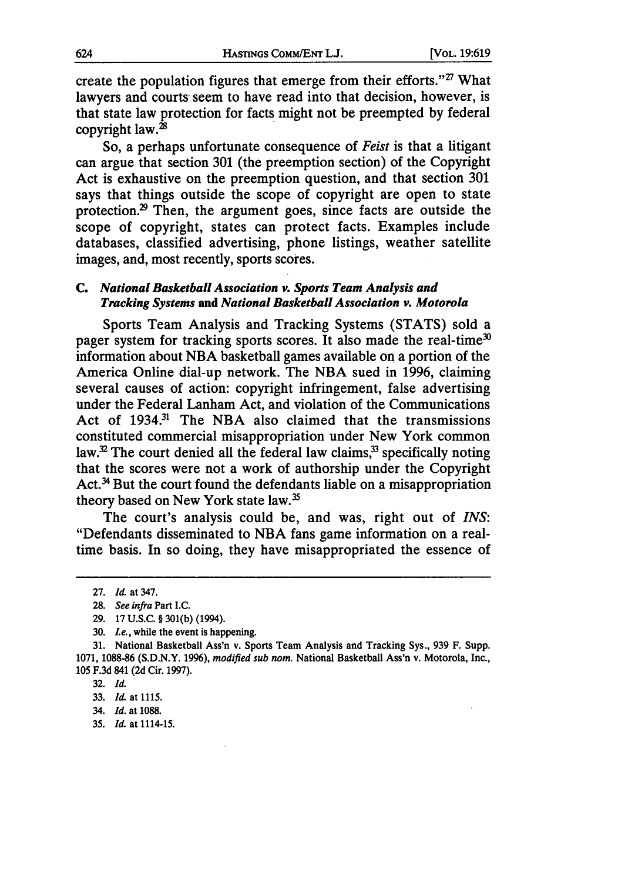create the population figures that emerge from their efforts."[27] What lawyers and courts seem to have read into that decision, however, is that state law protection for facts might not be preempted by federal copyright law.[28]

So, a perhaps unfortunate consequence of *Feist* is that a litigant can argue that section 301 (the preemption section) of the Copyright Act is exhaustive on the preemption question, and that section 301 says that things outside the scope of copyright are open to state protection.[29] Then, the argument goes, since facts are outside the scope of copyright, states can protect facts. Examples include databases, classified advertising, phone listings, weather satellite images, and, most recently, sports scores.

### C. *National Basketball Association v. Sports Team Analysis and Tracking Systems* and *National Basketball Association v. Motorola*

Sports Team Analysis and Tracking Systems (STATS) sold a pager system for tracking sports scores. It also made the real-time[30] information about NBA basketball games available on a portion of the America Online dial-up network. The NBA sued in 1996, claiming several causes of action: copyright infringement, false advertising under the Federal Lanham Act, and violation of the Communications Act of 1934.[31] The NBA also claimed that the transmissions constituted commercial misappropriation under New York common law.[32] The court denied all the federal law claims,[33] specifically noting that the scores were not a work of authorship under the Copyright Act.[34] But the court found the defendants liable on a misappropriation theory based on New York state law.[35]

The court's analysis could be, and was, right out of *INS*: "Defendants disseminated to NBA fans game information on a real-time basis. In so doing, they have misappropriated the essence of

---

27. *Id.* at 347.

28. *See infra* Part I.C.

29. 17 U.S.C. § 301(b) (1994).

30. *I.e.*, while the event is happening.

31. National Basketball Ass'n v. Sports Team Analysis and Tracking Sys., 939 F. Supp. 1071, 1088-86 (S.D.N.Y. 1996), *modified sub nom.* National Basketball Ass'n v. Motorola, Inc., 105 F.3d 841 (2d Cir. 1997).

32. *Id.*

33. *Id.* at 1115.

34. *Id.* at 1088.

35. *Id.* at 1114-15.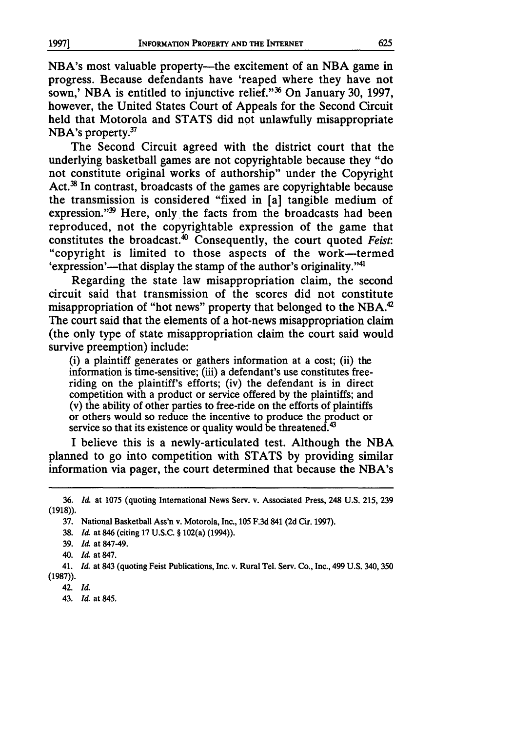NBA's most valuable property—the excitement of an NBA game in progress. Because defendants have 'reaped where they have not sown,' NBA is entitled to injunctive relief."[36] On January 30, 1997, however, the United States Court of Appeals for the Second Circuit held that Motorola and STATS did not unlawfully misappropriate NBA's property.[37]

The Second Circuit agreed with the district court that the underlying basketball games are not copyrightable because they "do not constitute original works of authorship" under the Copyright Act.[38] In contrast, broadcasts of the games are copyrightable because the transmission is considered "fixed in [a] tangible medium of expression."[39] Here, only the facts from the broadcasts had been reproduced, not the copyrightable expression of the game that constitutes the broadcast.[40] Consequently, the court quoted *Feist*: "copyright is limited to those aspects of the work—termed 'expression'—that display the stamp of the author's originality."[41]

Regarding the state law misappropriation claim, the second circuit said that transmission of the scores did not constitute misappropriation of "hot news" property that belonged to the NBA.[42] The court said that the elements of a hot-news misappropriation claim (the only type of state misappropriation claim the court said would survive preemption) include:

> (i) a plaintiff generates or gathers information at a cost; (ii) the information is time-sensitive; (iii) a defendant's use constitutes free-riding on the plaintiff's efforts; (iv) the defendant is in direct competition with a product or service offered by the plaintiffs; and (v) the ability of other parties to free-ride on the efforts of plaintiffs or others would so reduce the incentive to produce the product or service so that its existence or quality would be threatened.[43]

I believe this is a newly-articulated test. Although the NBA planned to go into competition with STATS by providing similar information via pager, the court determined that because the NBA's

---

36. *Id.* at 1075 (quoting International News Serv. v. Associated Press, 248 U.S. 215, 239 (1918)).

37. National Basketball Ass'n v. Motorola, Inc., 105 F.3d 841 (2d Cir. 1997).

38. *Id.* at 846 (citing 17 U.S.C. § 102(a) (1994)).

39. *Id.* at 847-49.

40. *Id.* at 847.

41. *Id.* at 843 (quoting Feist Publications, Inc. v. Rural Tel. Serv. Co., Inc., 499 U.S. 340, 350 (1987)).

42. *Id.*

43. *Id.* at 845.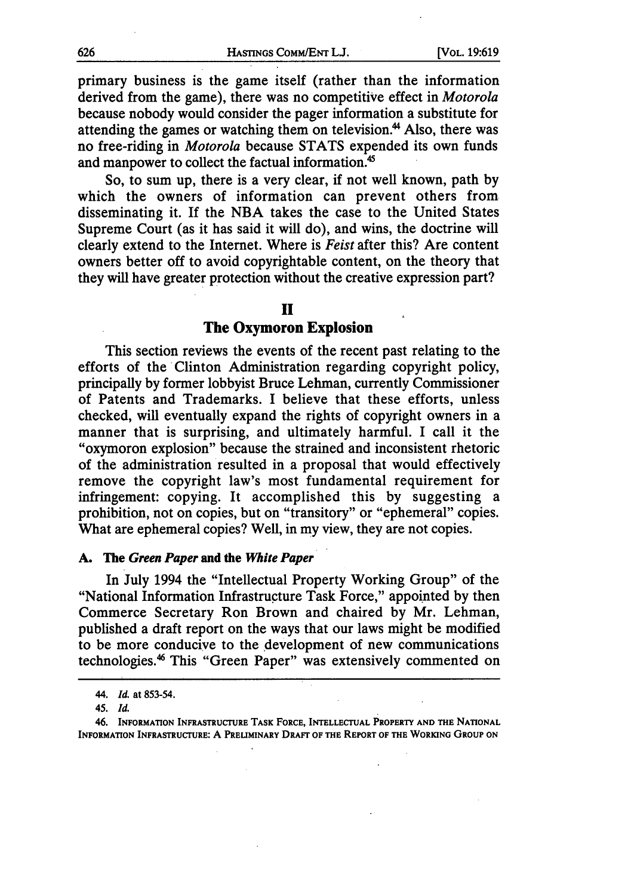primary business is the game itself (rather than the information derived from the game), there was no competitive effect in *Motorola* because nobody would consider the pager information a substitute for attending the games or watching them on television.[44] Also, there was no free-riding in *Motorola* because STATS expended its own funds and manpower to collect the factual information.[45]

So, to sum up, there is a very clear, if not well known, path by which the owners of information can prevent others from disseminating it. If the NBA takes the case to the United States Supreme Court (as it has said it will do), and wins, the doctrine will clearly extend to the Internet. Where is *Feist* after this? Are content owners better off to avoid copyrightable content, on the theory that they will have greater protection without the creative expression part?

## II
## The Oxymoron Explosion

This section reviews the events of the recent past relating to the efforts of the Clinton Administration regarding copyright policy, principally by former lobbyist Bruce Lehman, currently Commissioner of Patents and Trademarks. I believe that these efforts, unless checked, will eventually expand the rights of copyright owners in a manner that is surprising, and ultimately harmful. I call it the "oxymoron explosion" because the strained and inconsistent rhetoric of the administration resulted in a proposal that would effectively remove the copyright law's most fundamental requirement for infringement: copying. It accomplished this by suggesting a prohibition, not on copies, but on "transitory" or "ephemeral" copies. What are ephemeral copies? Well, in my view, they are not copies.

### A. The *Green Paper* and the *White Paper*

In July 1994 the "Intellectual Property Working Group" of the "National Information Infrastructure Task Force," appointed by then Commerce Secretary Ron Brown and chaired by Mr. Lehman, published a draft report on the ways that our laws might be modified to be more conducive to the development of new communications technologies.[46] This "Green Paper" was extensively commented on

---

44. *Id.* at 853-54.

45. *Id.*

46. INFORMATION INFRASTRUCTURE TASK FORCE, INTELLECTUAL PROPERTY AND THE NATIONAL INFORMATION INFRASTRUCTURE: A PRELIMINARY DRAFT OF THE REPORT OF THE WORKING GROUP ON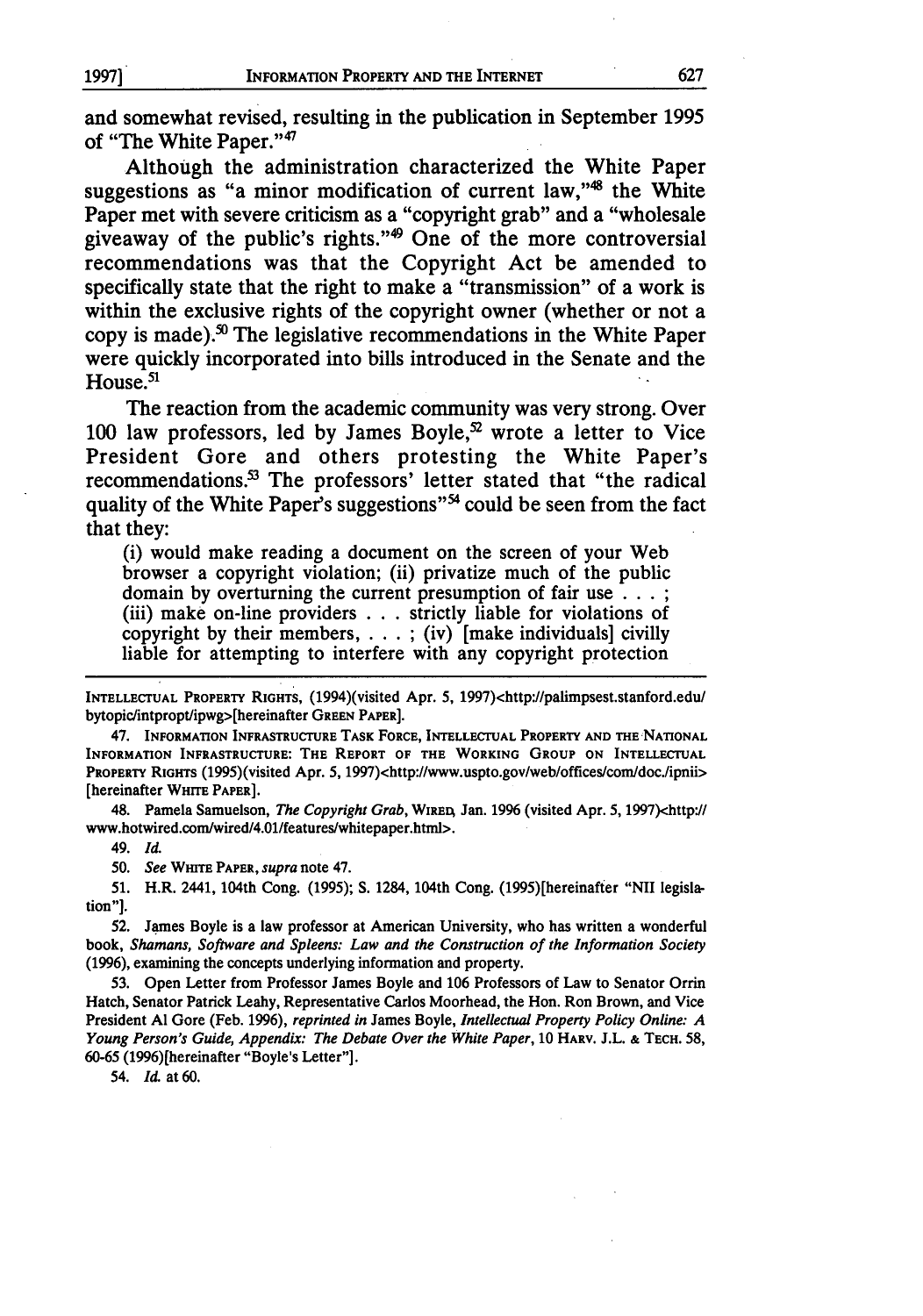and somewhat revised, resulting in the publication in September 1995 of "The White Paper."[47]

Although the administration characterized the White Paper suggestions as "a minor modification of current law,"[48] the White Paper met with severe criticism as a "copyright grab" and a "wholesale giveaway of the public's rights."[49] One of the more controversial recommendations was that the Copyright Act be amended to specifically state that the right to make a "transmission" of a work is within the exclusive rights of the copyright owner (whether or not a copy is made).[50] The legislative recommendations in the White Paper were quickly incorporated into bills introduced in the Senate and the House.[51]

The reaction from the academic community was very strong. Over 100 law professors, led by James Boyle,[52] wrote a letter to Vice President Gore and others protesting the White Paper's recommendations.[53] The professors' letter stated that "the radical quality of the White Paper's suggestions"[54] could be seen from the fact that they:

> (i) would make reading a document on the screen of your Web browser a copyright violation; (ii) privatize much of the public domain by overturning the current presumption of fair use . . . ; (iii) make on-line providers . . . strictly liable for violations of copyright by their members, . . . ; (iv) [make individuals] civilly liable for attempting to interfere with any copyright protection

---

INTELLECTUAL PROPERTY RIGHTS, (1994)(visited Apr. 5, 1997)<http://palimpsest.stanford.edu/bytopic/intpropt/ipwg>[hereinafter GREEN PAPER].

47. INFORMATION INFRASTRUCTURE TASK FORCE, INTELLECTUAL PROPERTY AND THE NATIONAL INFORMATION INFRASTRUCTURE: THE REPORT OF THE WORKING GROUP ON INTELLECTUAL PROPERTY RIGHTS (1995)(visited Apr. 5, 1997)<http://www.uspto.gov/web/offices/com/doc./ipnii> [hereinafter WHITE PAPER].

48. Pamela Samuelson, *The Copyright Grab*, WIRED, Jan. 1996 (visited Apr. 5, 1997)<http://www.hotwired.com/wired/4.01/features/whitepaper.html>.

49. *Id.*

50. *See* WHITE PAPER, *supra* note 47.

51. H.R. 2441, 104th Cong. (1995); S. 1284, 104th Cong. (1995)[hereinafter "NII legislation"].

52. James Boyle is a law professor at American University, who has written a wonderful book, *Shamans, Software and Spleens: Law and the Construction of the Information Society* (1996), examining the concepts underlying information and property.

53. Open Letter from Professor James Boyle and 106 Professors of Law to Senator Orrin Hatch, Senator Patrick Leahy, Representative Carlos Moorhead, the Hon. Ron Brown, and Vice President Al Gore (Feb. 1996), *reprinted in* James Boyle, *Intellectual Property Policy Online: A Young Person's Guide, Appendix: The Debate Over the White Paper*, 10 HARV. J.L. & TECH. 58, 60-65 (1996)[hereinafter "Boyle's Letter"].

54. *Id.* at 60.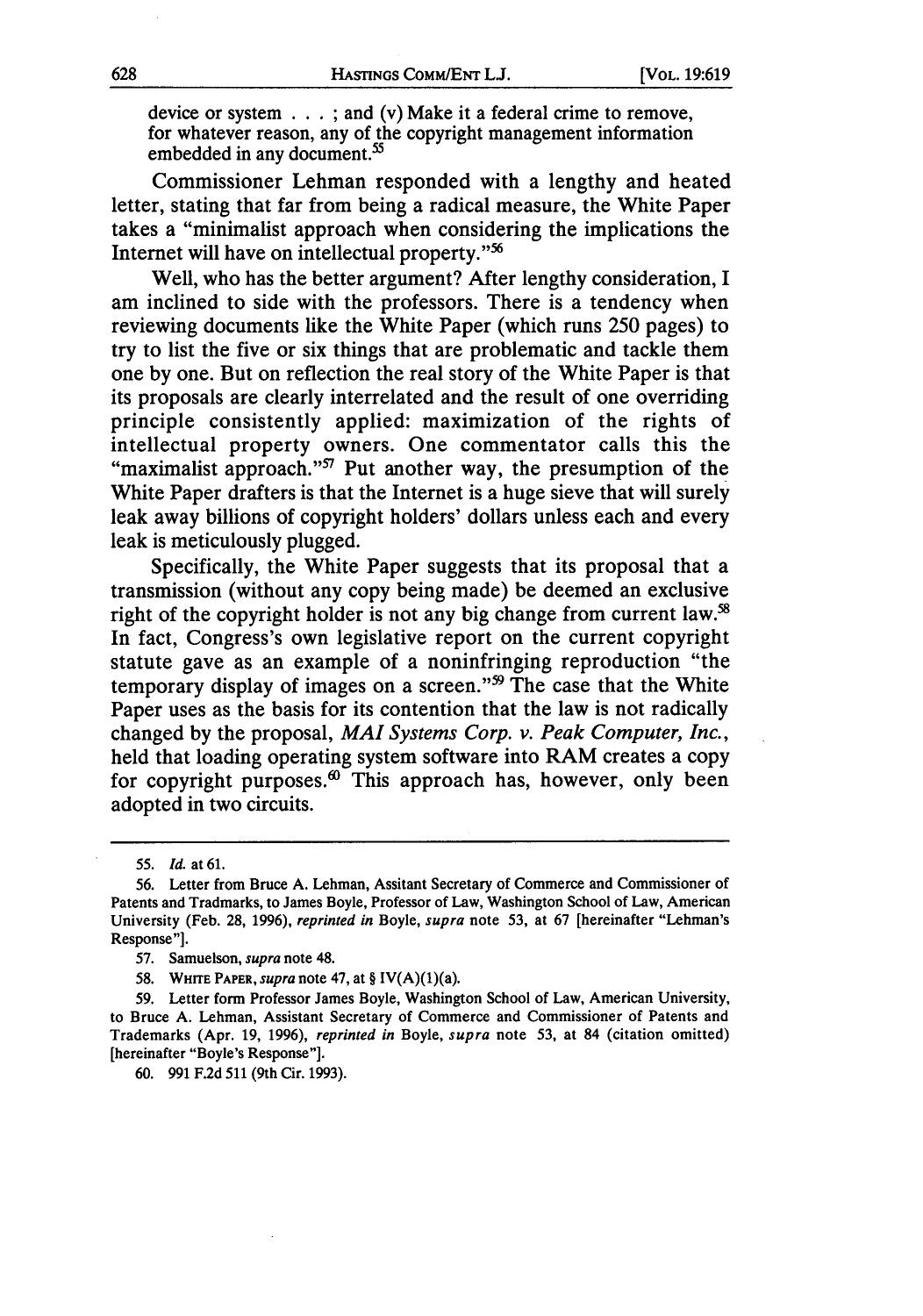device or system . . . ; and (v) Make it a federal crime to remove, for whatever reason, any of the copyright management information embedded in any document.[55]

Commissioner Lehman responded with a lengthy and heated letter, stating that far from being a radical measure, the White Paper takes a "minimalist approach when considering the implications the Internet will have on intellectual property."[56]

Well, who has the better argument? After lengthy consideration, I am inclined to side with the professors. There is a tendency when reviewing documents like the White Paper (which runs 250 pages) to try to list the five or six things that are problematic and tackle them one by one. But on reflection the real story of the White Paper is that its proposals are clearly interrelated and the result of one overriding principle consistently applied: maximization of the rights of intellectual property owners. One commentator calls this the "maximalist approach."[57] Put another way, the presumption of the White Paper drafters is that the Internet is a huge sieve that will surely leak away billions of copyright holders' dollars unless each and every leak is meticulously plugged.

Specifically, the White Paper suggests that its proposal that a transmission (without any copy being made) be deemed an exclusive right of the copyright holder is not any big change from current law.[58] In fact, Congress's own legislative report on the current copyright statute gave as an example of a noninfringing reproduction "the temporary display of images on a screen."[59] The case that the White Paper uses as the basis for its contention that the law is not radically changed by the proposal, *MAI Systems Corp. v. Peak Computer, Inc.*, held that loading operating system software into RAM creates a copy for copyright purposes.[60] This approach has, however, only been adopted in two circuits.

---

55. *Id.* at 61.

56. Letter from Bruce A. Lehman, Assitant Secretary of Commerce and Commissioner of Patents and Tradmarks, to James Boyle, Professor of Law, Washington School of Law, American University (Feb. 28, 1996), *reprinted in* Boyle, *supra* note 53, at 67 [hereinafter "Lehman's Response"].

57. Samuelson, *supra* note 48.

58. WHITE PAPER, *supra* note 47, at § IV(A)(1)(a).

59. Letter form Professor James Boyle, Washington School of Law, American University, to Bruce A. Lehman, Assistant Secretary of Commerce and Commissioner of Patents and Trademarks (Apr. 19, 1996), *reprinted in* Boyle, *supra* note 53, at 84 (citation omitted) [hereinafter "Boyle's Response"].

60. 991 F.2d 511 (9th Cir. 1993).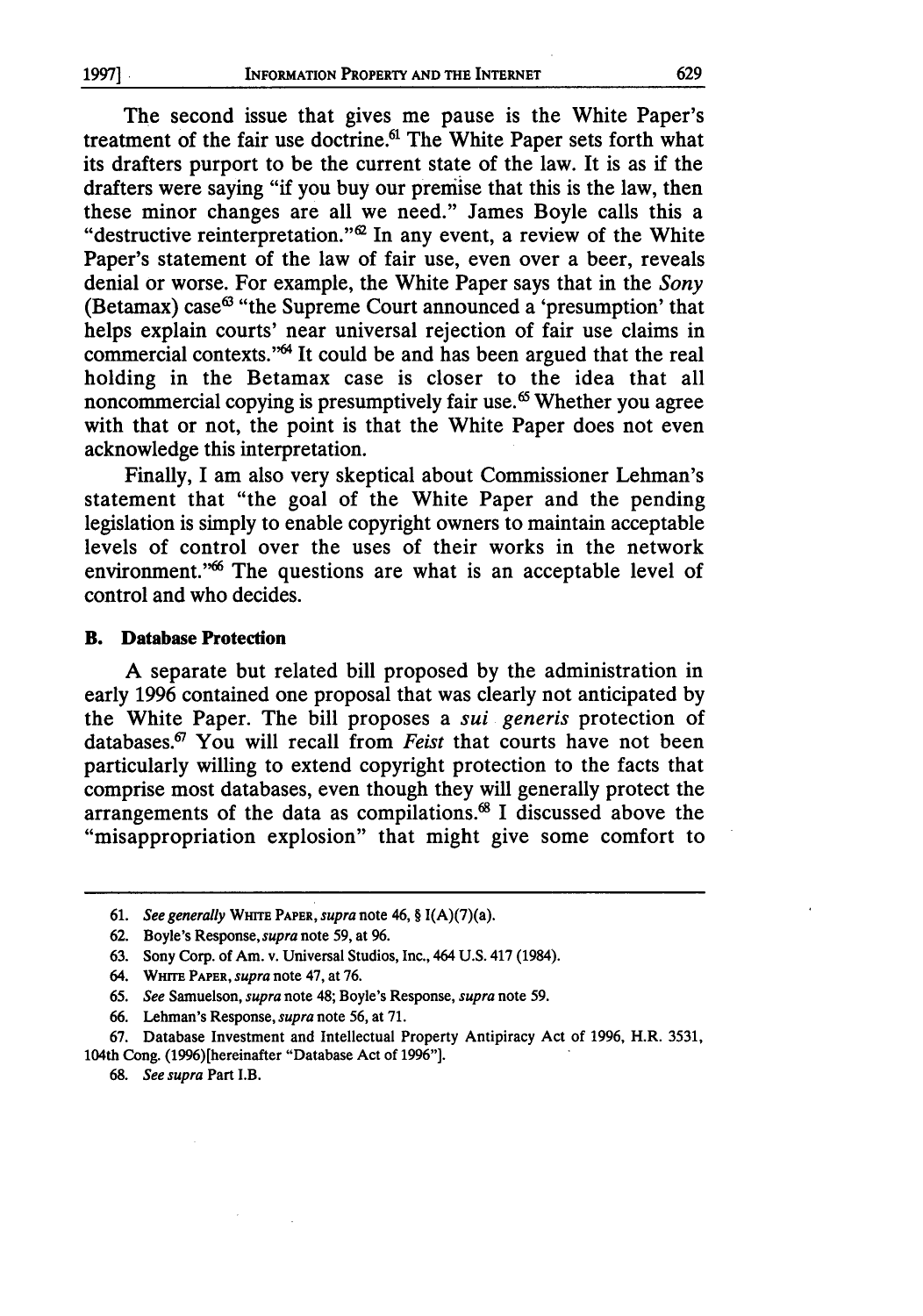The second issue that gives me pause is the White Paper's treatment of the fair use doctrine.[61] The White Paper sets forth what its drafters purport to be the current state of the law. It is as if the drafters were saying "if you buy our premise that this is the law, then these minor changes are all we need." James Boyle calls this a "destructive reinterpretation."[62] In any event, a review of the White Paper's statement of the law of fair use, even over a beer, reveals denial or worse. For example, the White Paper says that in the *Sony* (Betamax) case[63] "the Supreme Court announced a 'presumption' that helps explain courts' near universal rejection of fair use claims in commercial contexts."[64] It could be and has been argued that the real holding in the Betamax case is closer to the idea that all noncommercial copying is presumptively fair use.[65] Whether you agree with that or not, the point is that the White Paper does not even acknowledge this interpretation.

Finally, I am also very skeptical about Commissioner Lehman's statement that "the goal of the White Paper and the pending legislation is simply to enable copyright owners to maintain acceptable levels of control over the uses of their works in the network environment."[66] The questions are what is an acceptable level of control and who decides.

### B. Database Protection

A separate but related bill proposed by the administration in early 1996 contained one proposal that was clearly not anticipated by the White Paper. The bill proposes a *sui generis* protection of databases.[67] You will recall from *Feist* that courts have not been particularly willing to extend copyright protection to the facts that comprise most databases, even though they will generally protect the arrangements of the data as compilations.[68] I discussed above the "misappropriation explosion" that might give some comfort to

---

61. *See generally* WHITE PAPER, *supra* note 46, § I(A)(7)(a).

62. Boyle's Response, *supra* note 59, at 96.

63. Sony Corp. of Am. v. Universal Studios, Inc., 464 U.S. 417 (1984).

64. WHITE PAPER, *supra* note 47, at 76.

65. *See* Samuelson, *supra* note 48; Boyle's Response, *supra* note 59.

66. Lehman's Response, *supra* note 56, at 71.

67. Database Investment and Intellectual Property Antipiracy Act of 1996, H.R. 3531, 104th Cong. (1996)[hereinafter "Database Act of 1996"].

68. *See supra* Part I.B.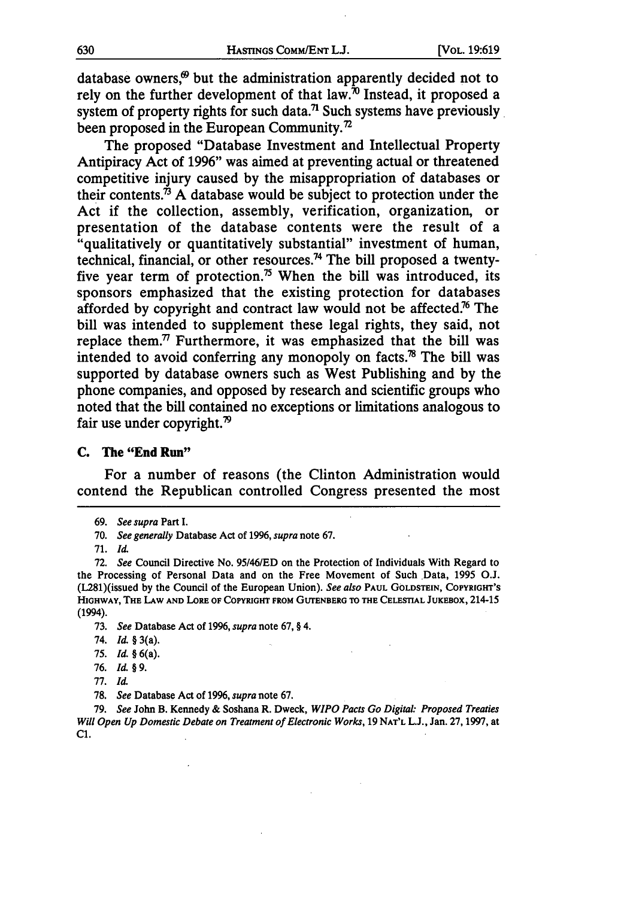database owners,[69] but the administration apparently decided not to rely on the further development of that law.[70] Instead, it proposed a system of property rights for such data.[71] Such systems have previously been proposed in the European Community.[72]

The proposed "Database Investment and Intellectual Property Antipiracy Act of 1996" was aimed at preventing actual or threatened competitive injury caused by the misappropriation of databases or their contents.[73] A database would be subject to protection under the Act if the collection, assembly, verification, organization, or presentation of the database contents were the result of a "qualitatively or quantitatively substantial" investment of human, technical, financial, or other resources.[74] The bill proposed a twenty-five year term of protection.[75] When the bill was introduced, its sponsors emphasized that the existing protection for databases afforded by copyright and contract law would not be affected.[76] The bill was intended to supplement these legal rights, they said, not replace them.[77] Furthermore, it was emphasized that the bill was intended to avoid conferring any monopoly on facts.[78] The bill was supported by database owners such as West Publishing and by the phone companies, and opposed by research and scientific groups who noted that the bill contained no exceptions or limitations analogous to fair use under copyright.[79]

### C. The "End Run"

For a number of reasons (the Clinton Administration would contend the Republican controlled Congress presented the most

---

69. *See supra* Part I.

70. *See generally* Database Act of 1996, *supra* note 67.

71. *Id.*

72. *See* Council Directive No. 95/46/ED on the Protection of Individuals With Regard to the Processing of Personal Data and on the Free Movement of Such Data, 1995 O.J. (L281)(issued by the Council of the European Union). *See also* PAUL GOLDSTEIN, COPYRIGHT'S HIGHWAY, THE LAW AND LORE OF COPYRIGHT FROM GUTENBERG TO THE CELESTIAL JUKEBOX, 214-15 (1994).

73. *See* Database Act of 1996, *supra* note 67, § 4.

74. *Id.* § 3(a).

75. *Id.* § 6(a).

76. *Id.* § 9.

77. *Id.*

78. *See* Database Act of 1996, *supra* note 67.

79. *See* John B. Kennedy & Soshana R. Dweck, *WIPO Pacts Go Digital: Proposed Treaties Will Open Up Domestic Debate on Treatment of Electronic Works*, 19 NAT'L L.J., Jan. 27, 1997, at C1.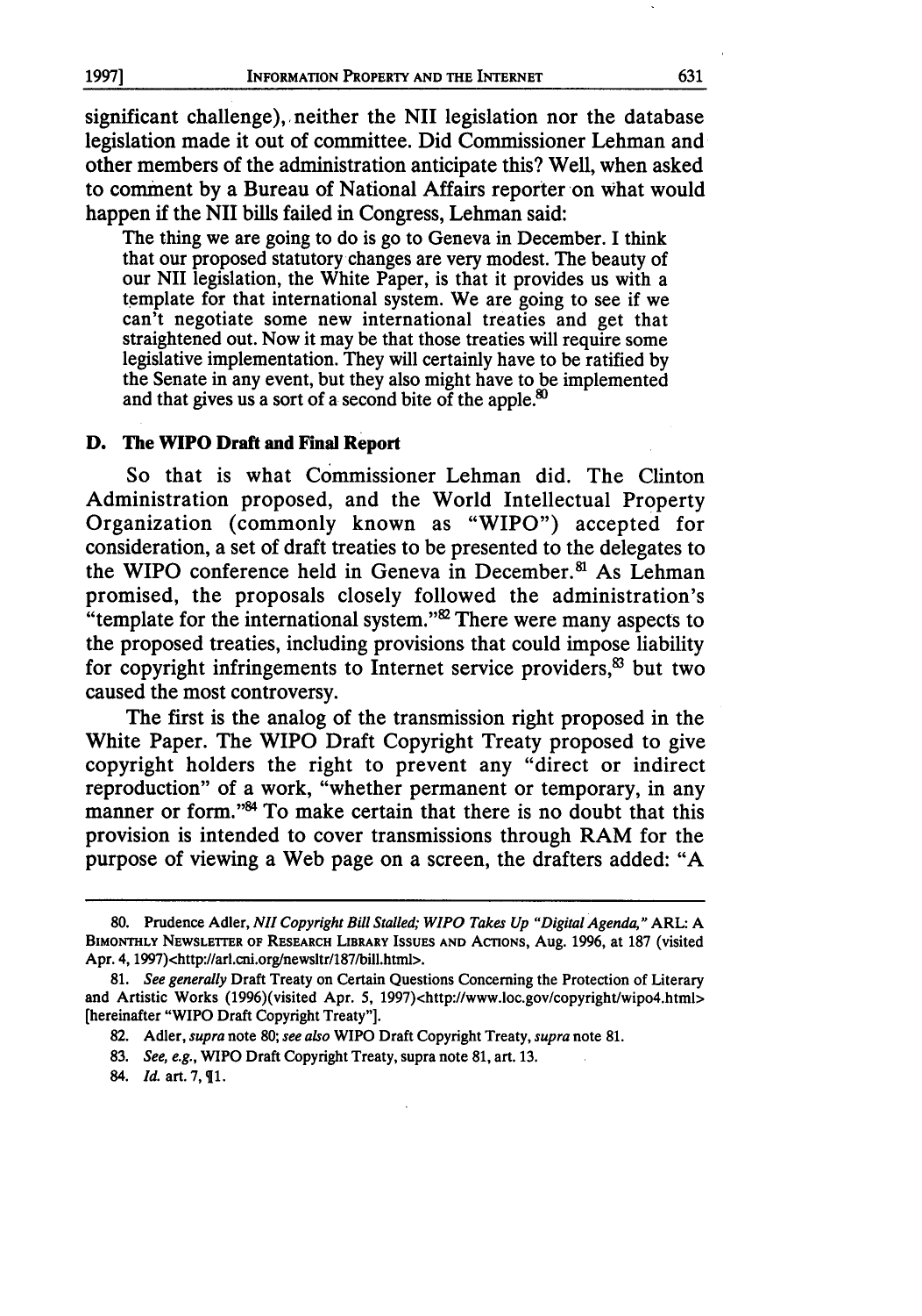significant challenge), neither the NII legislation nor the database legislation made it out of committee. Did Commissioner Lehman and other members of the administration anticipate this? Well, when asked to comment by a Bureau of National Affairs reporter on what would happen if the NII bills failed in Congress, Lehman said:

> The thing we are going to do is go to Geneva in December. I think that our proposed statutory changes are very modest. The beauty of our NII legislation, the White Paper, is that it provides us with a template for that international system. We are going to see if we can't negotiate some new international treaties and get that straightened out. Now it may be that those treaties will require some legislative implementation. They will certainly have to be ratified by the Senate in any event, but they also might have to be implemented and that gives us a sort of a second bite of the apple.[80]

### D. The WIPO Draft and Final Report

So that is what Commissioner Lehman did. The Clinton Administration proposed, and the World Intellectual Property Organization (commonly known as "WIPO") accepted for consideration, a set of draft treaties to be presented to the delegates to the WIPO conference held in Geneva in December.[81] As Lehman promised, the proposals closely followed the administration's "template for the international system."[82] There were many aspects to the proposed treaties, including provisions that could impose liability for copyright infringements to Internet service providers,[83] but two caused the most controversy.

The first is the analog of the transmission right proposed in the White Paper. The WIPO Draft Copyright Treaty proposed to give copyright holders the right to prevent any "direct or indirect reproduction" of a work, "whether permanent or temporary, in any manner or form."[84] To make certain that there is no doubt that this provision is intended to cover transmissions through RAM for the purpose of viewing a Web page on a screen, the drafters added: "A

---

80. Prudence Adler, *NII Copyright Bill Stalled; WIPO Takes Up "Digital Agenda,"* ARL: A BIMONTHLY NEWSLETTER OF RESEARCH LIBRARY ISSUES AND ACTIONS, Aug. 1996, at 187 (visited Apr. 4, 1997)<http://arl.cni.org/newsltr/187/bill.html>.

81. *See generally* Draft Treaty on Certain Questions Concerning the Protection of Literary and Artistic Works (1996)(visited Apr. 5, 1997)<http://www.loc.gov/copyright/wipo4.html> [hereinafter "WIPO Draft Copyright Treaty"].

82. Adler, *supra* note 80; *see also* WIPO Draft Copyright Treaty, *supra* note 81.

83. *See, e.g.*, WIPO Draft Copyright Treaty, supra note 81, art. 13.

84. *Id.* art. 7, ¶1.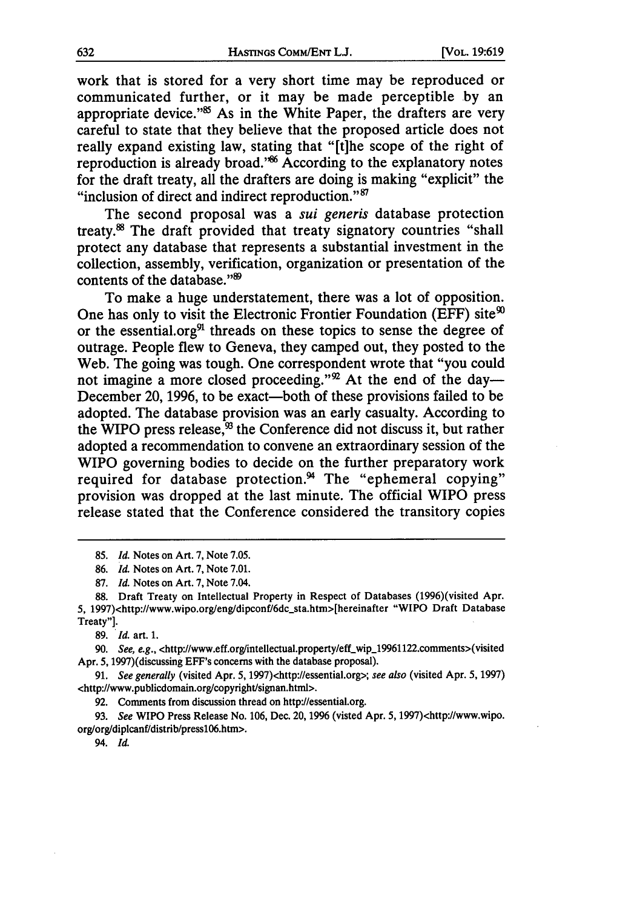work that is stored for a very short time may be reproduced or communicated further, or it may be made perceptible by an appropriate device."[85] As in the White Paper, the drafters are very careful to state that they believe that the proposed article does not really expand existing law, stating that "[t]he scope of the right of reproduction is already broad."[86] According to the explanatory notes for the draft treaty, all the drafters are doing is making "explicit" the "inclusion of direct and indirect reproduction."[87]

The second proposal was a *sui generis* database protection treaty.[88] The draft provided that treaty signatory countries "shall protect any database that represents a substantial investment in the collection, assembly, verification, organization or presentation of the contents of the database."[89]

To make a huge understatement, there was a lot of opposition. One has only to visit the Electronic Frontier Foundation (EFF) site[90] or the essential.org[91] threads on these topics to sense the degree of outrage. People flew to Geneva, they camped out, they posted to the Web. The going was tough. One correspondent wrote that "you could not imagine a more closed proceeding."[92] At the end of the day—December 20, 1996, to be exact—both of these provisions failed to be adopted. The database provision was an early casualty. According to the WIPO press release,[93] the Conference did not discuss it, but rather adopted a recommendation to convene an extraordinary session of the WIPO governing bodies to decide on the further preparatory work required for database protection.[94] The "ephemeral copying" provision was dropped at the last minute. The official WIPO press release stated that the Conference considered the transitory copies

---

85. *Id.* Notes on Art. 7, Note 7.05.

86. *Id.* Notes on Art. 7, Note 7.01.

87. *Id.* Notes on Art. 7, Note 7.04.

88. Draft Treaty on Intellectual Property in Respect of Databases (1996)(visited Apr. 5, 1997)<http://www.wipo.org/eng/dipconf/6dc_sta.htm>[hereinafter "WIPO Draft Database Treaty"].

89. *Id.* art. 1.

90. *See, e.g.*, <http://www.eff.org/intellectual.property/eff_wip_19961122.comments>(visited Apr. 5, 1997)(discussing EFF's concerns with the database proposal).

91. *See generally* (visited Apr. 5, 1997)<http://essential.org>; *see also* (visited Apr. 5, 1997) <http://www.publicdomain.org/copyright/signan.html>.

92. Comments from discussion thread on http://essential.org.

93. *See* WIPO Press Release No. 106, Dec. 20, 1996 (visted Apr. 5, 1997)<http://www.wipo.org/org/diplcanf/distrib/press106.htm>.

94. *Id.*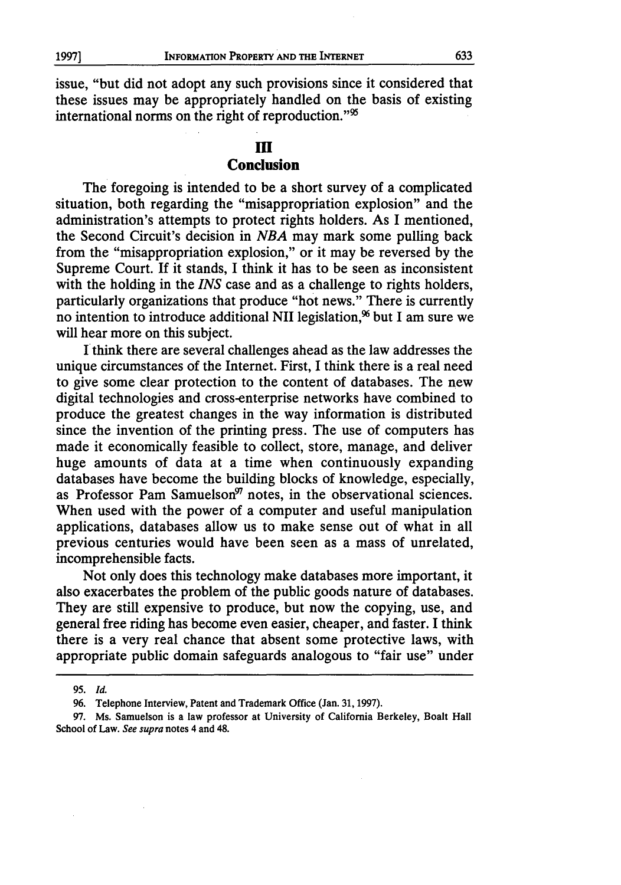issue, "but did not adopt any such provisions since it considered that these issues may be appropriately handled on the basis of existing international norms on the right of reproduction."[95]

## III
## Conclusion

The foregoing is intended to be a short survey of a complicated situation, both regarding the "misappropriation explosion" and the administration's attempts to protect rights holders. As I mentioned, the Second Circuit's decision in *NBA* may mark some pulling back from the "misappropriation explosion," or it may be reversed by the Supreme Court. If it stands, I think it has to be seen as inconsistent with the holding in the *INS* case and as a challenge to rights holders, particularly organizations that produce "hot news." There is currently no intention to introduce additional NII legislation,[96] but I am sure we will hear more on this subject.

I think there are several challenges ahead as the law addresses the unique circumstances of the Internet. First, I think there is a real need to give some clear protection to the content of databases. The new digital technologies and cross-enterprise networks have combined to produce the greatest changes in the way information is distributed since the invention of the printing press. The use of computers has made it economically feasible to collect, store, manage, and deliver huge amounts of data at a time when continuously expanding databases have become the building blocks of knowledge, especially, as Professor Pam Samuelson[97] notes, in the observational sciences. When used with the power of a computer and useful manipulation applications, databases allow us to make sense out of what in all previous centuries would have been seen as a mass of unrelated, incomprehensible facts.

Not only does this technology make databases more important, it also exacerbates the problem of the public goods nature of databases. They are still expensive to produce, but now the copying, use, and general free riding has become even easier, cheaper, and faster. I think there is a very real chance that absent some protective laws, with appropriate public domain safeguards analogous to "fair use" under

---

95. *Id.*

96. Telephone Interview, Patent and Trademark Office (Jan. 31, 1997).

97. Ms. Samuelson is a law professor at University of California Berkeley, Boalt Hall School of Law. *See supra* notes 4 and 48.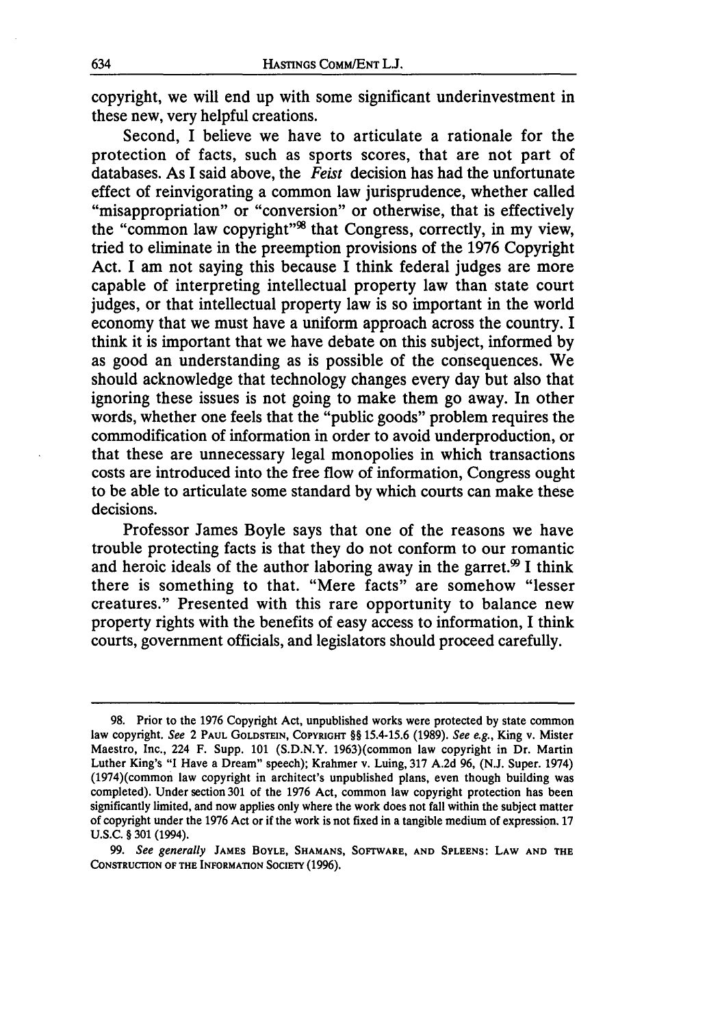copyright, we will end up with some significant underinvestment in these new, very helpful creations.

Second, I believe we have to articulate a rationale for the protection of facts, such as sports scores, that are not part of databases. As I said above, the *Feist* decision has had the unfortunate effect of reinvigorating a common law jurisprudence, whether called "misappropriation" or "conversion" or otherwise, that is effectively the "common law copyright"[98] that Congress, correctly, in my view, tried to eliminate in the preemption provisions of the 1976 Copyright Act. I am not saying this because I think federal judges are more capable of interpreting intellectual property law than state court judges, or that intellectual property law is so important in the world economy that we must have a uniform approach across the country. I think it is important that we have debate on this subject, informed by as good an understanding as is possible of the consequences. We should acknowledge that technology changes every day but also that ignoring these issues is not going to make them go away. In other words, whether one feels that the "public goods" problem requires the commodification of information in order to avoid underproduction, or that these are unnecessary legal monopolies in which transactions costs are introduced into the free flow of information, Congress ought to be able to articulate some standard by which courts can make these decisions.

Professor James Boyle says that one of the reasons we have trouble protecting facts is that they do not conform to our romantic and heroic ideals of the author laboring away in the garret.[99] I think there is something to that. "Mere facts" are somehow "lesser creatures." Presented with this rare opportunity to balance new property rights with the benefits of easy access to information, I think courts, government officials, and legislators should proceed carefully.

---

98. Prior to the 1976 Copyright Act, unpublished works were protected by state common law copyright. *See* 2 PAUL GOLDSTEIN, COPYRIGHT §§ 15.4-15.6 (1989). *See e.g.*, King v. Mister Maestro, Inc., 224 F. Supp. 101 (S.D.N.Y. 1963)(common law copyright in Dr. Martin Luther King's "I Have a Dream" speech); Krahmer v. Luing, 317 A.2d 96, (N.J. Super. 1974) (1974)(common law copyright in architect's unpublished plans, even though building was completed). Under section 301 of the 1976 Act, common law copyright protection has been significantly limited, and now applies only where the work does not fall within the subject matter of copyright under the 1976 Act or if the work is not fixed in a tangible medium of expression. 17 U.S.C. § 301 (1994).

99. *See generally* JAMES BOYLE, SHAMANS, SOFTWARE, AND SPLEENS: LAW AND THE CONSTRUCTION OF THE INFORMATION SOCIETY (1996).